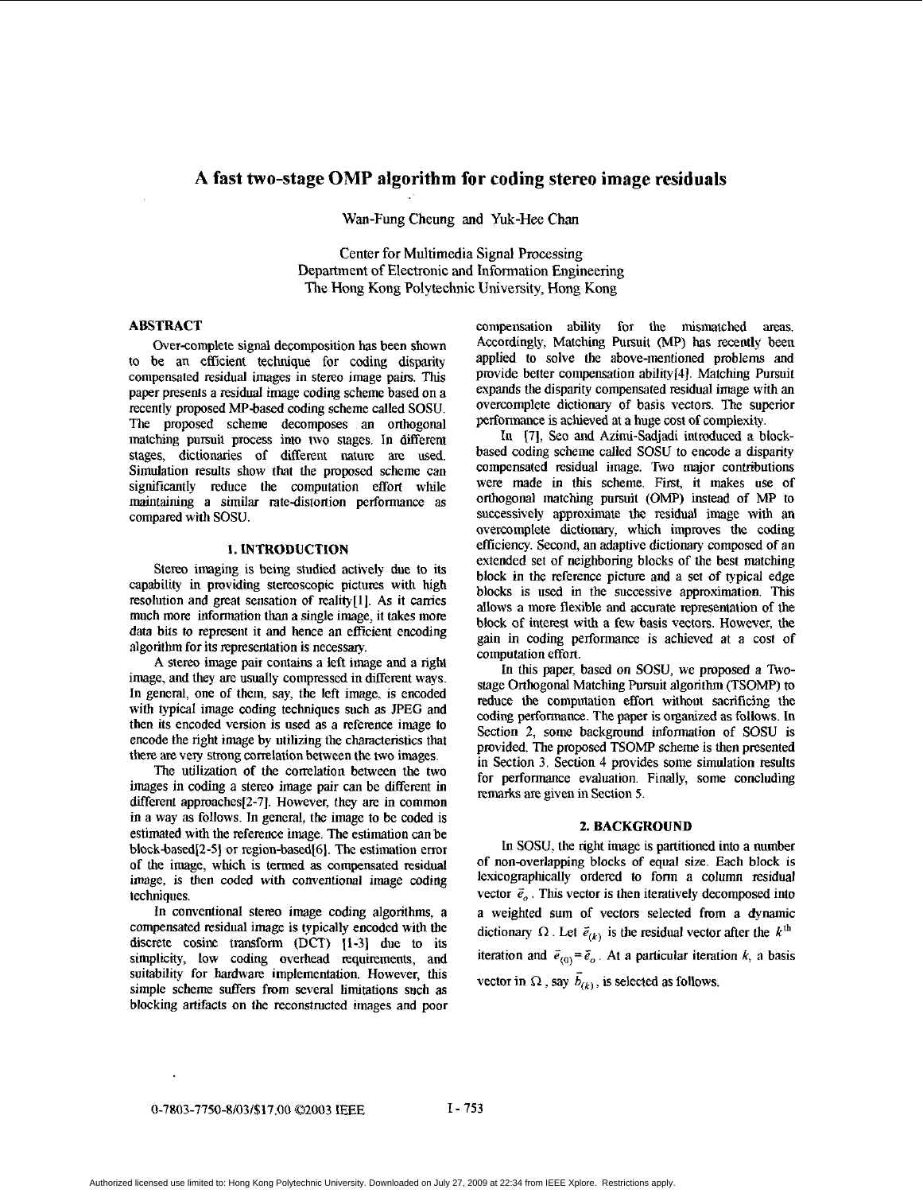# A fast two-stage OMP algorithm for coding stereo image residuals

Wan-Fung Cheung and Yuk-Hee Chan

Center for Multimedia Signal Processing
Department of Electronic and Information Engineering
The Hong Kong Polytechnic University, Hong Kong

## ABSTRACT

Over-complete signal decomposition has been shown to be an efficient technique for coding disparity compensated residual images in stereo image pairs. This paper presents a residual image coding scheme based on a recently proposed MP-based coding scheme called SOSU. The proposed scheme decomposes an orthogonal matching pursuit process into two stages. In different stages, dictionaries of different nature are used. Simulation results show that the proposed scheme can significantly reduce the computation effort while maintaining a similar rate-distortion performance as compared with SOSU.

## 1. INTRODUCTION

Stereo imaging is being studied actively due to its capability in providing stereoscopic pictures with high resolution and great sensation of reality[1]. As it carries much more information than a single image, it takes more data bits to represent it and hence an efficient encoding algorithm for its representation is necessary.

A stereo image pair contains a left image and a right image, and they are usually compressed in different ways. In general, one of them, say, the left image, is encoded with typical image coding techniques such as JPEG and then its encoded version is used as a reference image to encode the right image by utilizing the characteristics that there are very strong correlation between the two images.

The utilization of the correlation between the two images in coding a stereo image pair can be different in different approaches[2-7]. However, they are in common in a way as follows. In general, the image to be coded is estimated with the reference image. The estimation can be block-based[2-5] or region-based[6]. The estimation error of the image, which is termed as compensated residual image, is then coded with conventional image coding techniques.

In conventional stereo image coding algorithms, a compensated residual image is typically encoded with the discrete cosine transform (DCT) [1-3] due to its simplicity, low coding overhead requirements, and suitability for hardware implementation. However, this simple scheme suffers from several limitations such as blocking artifacts on the reconstructed images and poor compensation ability for the mismatched areas. Accordingly, Matching Pursuit (MP) has recently been applied to solve the above-mentioned problems and provide better compensation ability[4]. Matching Pursuit expands the disparity compensated residual image with an overcomplete dictionary of basis vectors. The superior performance is achieved at a huge cost of complexity.

In [7], Seo and Azimi-Sadjadi introduced a block-based coding scheme called SOSU to encode a disparity compensated residual image. Two major contributions were made in this scheme. First, it makes use of orthogonal matching pursuit (OMP) instead of MP to successively approximate the residual image with an overcomplete dictionary, which improves the coding efficiency. Second, an adaptive dictionary composed of an extended set of neighboring blocks of the best matching block in the reference picture and a set of typical edge blocks is used in the successive approximation. This allows a more flexible and accurate representation of the block of interest with a few basis vectors. However, the gain in coding performance is achieved at a cost of computation effort.

In this paper, based on SOSU, we proposed a Two-stage Orthogonal Matching Pursuit algorithm (TSOMP) to reduce the computation effort without sacrificing the coding performance. The paper is organized as follows. In Section 2, some background information of SOSU is provided. The proposed TSOMP scheme is then presented in Section 3. Section 4 provides some simulation results for performance evaluation. Finally, some concluding remarks are given in Section 5.

## 2. BACKGROUND

In SOSU, the right image is partitioned into a number of non-overlapping blocks of equal size. Each block is lexicographically ordered to form a column residual vector $\vec{e}_o$. This vector is then iteratively decomposed into a weighted sum of vectors selected from a dynamic dictionary $\Omega$. Let $\vec{e}_{(k)}$ is the residual vector after the $k^{\text{th}}$ iteration and $\vec{e}_{(0)} = \vec{e}_o$. At a particular iteration $k$, a basis vector in $\Omega$, say $\vec{b}_{(k)}$, is selected as follows.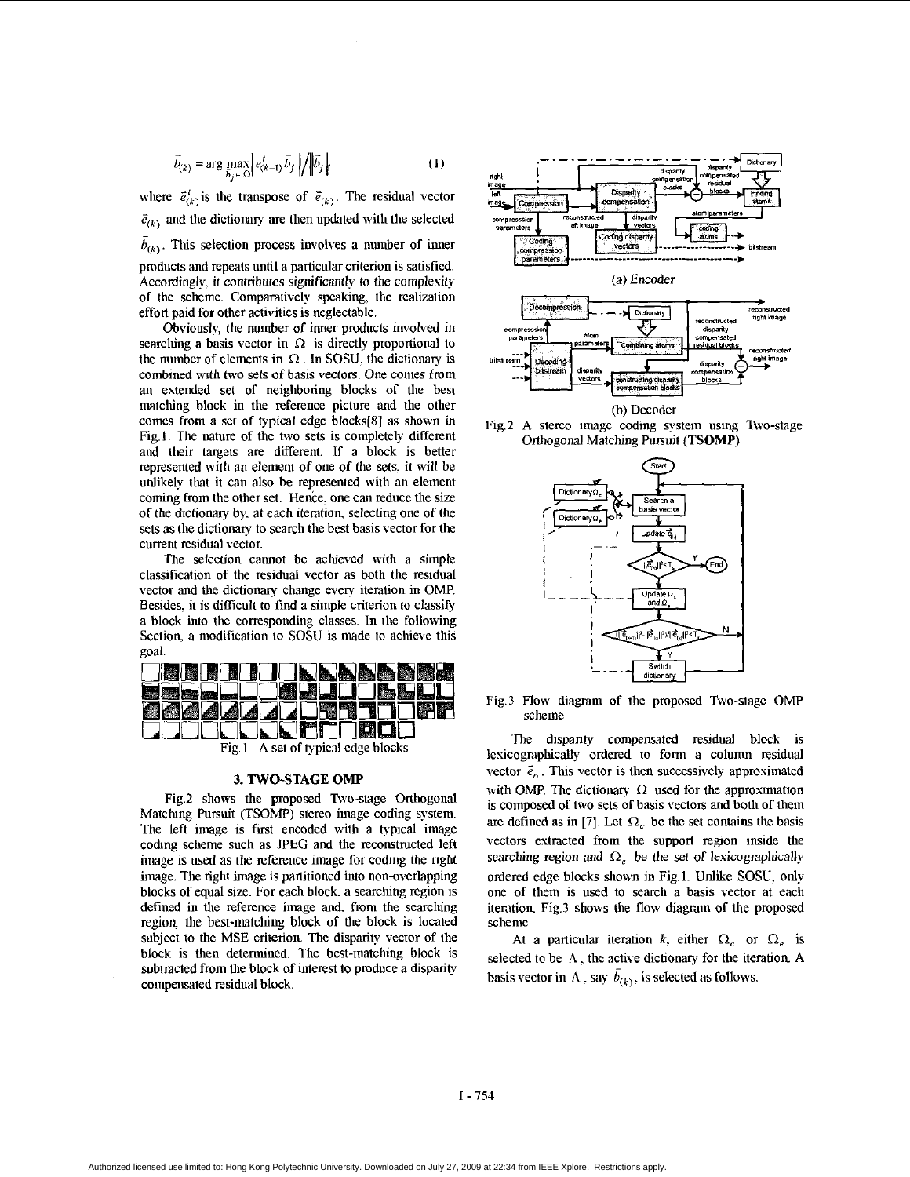$$\vec{b}_{(k)} = \arg\max_{\vec{b}_j \in \Omega} \left| \vec{e}^{\,t}_{(k-1)} \vec{b}_j \right| / \left\| \vec{b}_j \right\| \qquad (1)$$

where $\vec{e}^{\,t}_{(k)}$ is the transpose of $\vec{e}_{(k)}$. The residual vector $\vec{e}_{(k)}$ and the dictionary are then updated with the selected $\vec{b}_{(k)}$. This selection process involves a number of inner products and repeats until a particular criterion is satisfied. Accordingly, it contributes significantly to the complexity of the scheme. Comparatively speaking, the realization effort paid for other activities is neglectable.

Obviously, the number of inner products involved in searching a basis vector in $\Omega$ is directly proportional to the number of elements in $\Omega$. In SOSU, the dictionary is combined with two sets of basis vectors. One comes from an extended set of neighboring blocks of the best matching block in the reference picture and the other comes from a set of typical edge blocks[8] as shown in Fig.1. The nature of the two sets is completely different and their targets are different. If a block is better represented with an element of one of the sets, it will be unlikely that it can also be represented with an element coming from the other set. Hence, one can reduce the size of the dictionary by, at each iteration, selecting one of the sets as the dictionary to search the best basis vector for the current residual vector.

The selection cannot be achieved with a simple classification of the residual vector as both the residual vector and the dictionary change every iteration in OMP. Besides, it is difficult to find a simple criterion to classify a block into the corresponding classes. In the following Section, a modification to SOSU is made to achieve this goal.

Fig.1 A set of typical edge blocks

## 3. TWO-STAGE OMP

Fig.2 shows the proposed Two-stage Orthogonal Matching Pursuit (TSOMP) stereo image coding system. The left image is first encoded with a typical image coding scheme such as JPEG and the reconstructed left image is used as the reference image for coding the right image. The right image is partitioned into non-overlapping blocks of equal size. For each block, a searching region is defined in the reference image and, from the searching region, the best-matching block of the block is located subject to the MSE criterion. The disparity vector of the block is then determined. The best-matching block is subtracted from the block of interest to produce a disparity compensated residual block.

(a) Encoder

(b) Decoder

Fig.2 A stereo image coding system using Two-stage Orthogonal Matching Pursuit (TSOMP)

Fig.3 Flow diagram of the proposed Two-stage OMP scheme

The disparity compensated residual block is lexicographically ordered to form a column residual vector $\vec{e}_o$. This vector is then successively approximated with OMP. The dictionary $\Omega$ used for the approximation is composed of two sets of basis vectors and both of them are defined as in [7]. Let $\Omega_c$ be the set contains the basis vectors extracted from the support region inside the searching region and $\Omega_e$ be the set of lexicographically ordered edge blocks shown in Fig.1. Unlike SOSU, only one of them is used to search a basis vector at each iteration. Fig.3 shows the flow diagram of the proposed scheme.

At a particular iteration $k$, either $\Omega_c$ or $\Omega_e$ is selected to be $\Lambda$, the active dictionary for the iteration. A basis vector in $\Lambda$, say $\vec{b}_{(k)}$, is selected as follows.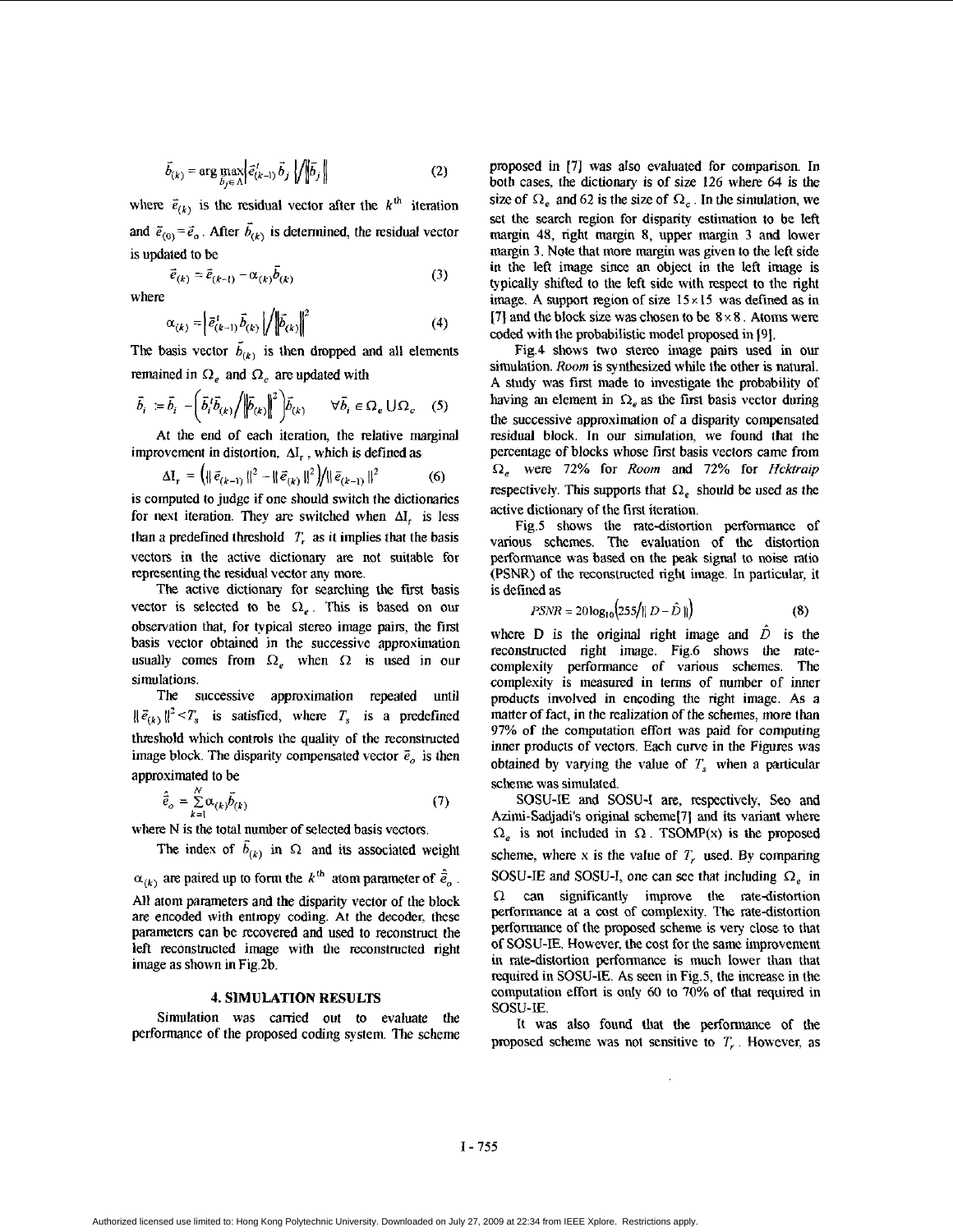$$\vec{b}_{(k)} = \arg\max_{\vec{b}_j \in \Lambda} \left| \vec{e}^{\,t}_{(k-1)} \vec{b}_j \right| \Big/ \left\| \vec{b}_j \right\| \tag{2}$$

where $\vec{e}_{(k)}$ is the residual vector after the $k^{\text{th}}$ iteration and $\vec{e}_{(0)} = \vec{e}_o$. After $\vec{b}_{(k)}$ is determined, the residual vector is updated to be

$$\vec{e}_{(k)} = \vec{e}_{(k-1)} - \alpha_{(k)} \vec{b}_{(k)} \tag{3}$$

where

$$\alpha_{(k)} = \left| \vec{e}^{\,t}_{(k-1)} \vec{b}_{(k)} \right| \Big/ \left\| \vec{b}_{(k)} \right\|^2 \tag{4}$$

The basis vector $\vec{b}_{(k)}$ is then dropped and all elements remained in $\Omega_e$ and $\Omega_c$ are updated with

$$\vec{b}_i := \vec{b}_i - \left( \vec{b}^{\,t}_i \vec{b}_{(k)} \Big/ \left\| \vec{b}_{(k)} \right\|^2 \right) \vec{b}_{(k)} \qquad \forall \vec{b}_i \in \Omega_e \cup \Omega_c \tag{5}$$

At the end of each iteration, the relative marginal improvement in distortion, $\Delta I_r$, which is defined as

$$\Delta I_r = \left( \| \vec{e}_{(k-1)} \|^2 - \| \vec{e}_{(k)} \|^2 \right) \Big/ \| \vec{e}_{(k-1)} \|^2 \tag{6}$$

is computed to judge if one should switch the dictionaries for next iteration. They are switched when $\Delta I_r$ is less than a predefined threshold $T_r$ as it implies that the basis vectors in the active dictionary are not suitable for representing the residual vector any more.

The active dictionary for searching the first basis vector is selected to be $\Omega_e$. This is based on our observation that, for typical stereo image pairs, the first basis vector obtained in the successive approximation usually comes from $\Omega_e$ when $\Omega$ is used in our simulations.

The successive approximation repeated until $\| \vec{e}_{(k)} \|^2 < T_s$ is satisfied, where $T_s$ is a predefined threshold which controls the quality of the reconstructed image block. The disparity compensated vector $\vec{e}_o$ is then approximated to be

$$\hat{\vec{e}}_o = \sum_{k=1}^{N} \alpha_{(k)} \vec{b}_{(k)} \tag{7}$$

where N is the total number of selected basis vectors.

The index of $\vec{b}_{(k)}$ in $\Omega$ and its associated weight $\alpha_{(k)}$ are paired up to form the $k^{\text{th}}$ atom parameter of $\hat{\vec{e}}_o$. All atom parameters and the disparity vector of the block are encoded with entropy coding. At the decoder, these parameters can be recovered and used to reconstruct the left reconstructed image with the reconstructed right image as shown in Fig.2b.

## 4. SIMULATION RESULTS

Simulation was carried out to evaluate the performance of the proposed coding system. The scheme proposed in [7] was also evaluated for comparison. In both cases, the dictionary is of size 126 where 64 is the size of $\Omega_e$ and 62 is the size of $\Omega_c$. In the simulation, we set the search region for disparity estimation to be left margin 48, right margin 8, upper margin 3 and lower margin 3. Note that more margin was given to the left side in the left image since an object in the left image is typically shifted to the left side with respect to the right image. A support region of size $15 \times 15$ was defined as in [7] and the block size was chosen to be $8 \times 8$. Atoms were coded with the probabilistic model proposed in [9].

Fig.4 shows two stereo image pairs used in our simulation. *Room* is synthesized while the other is natural. A study was first made to investigate the probability of having an element in $\Omega_e$ as the first basis vector during the successive approximation of a disparity compensated residual block. In our simulation, we found that the percentage of blocks whose first basis vectors came from $\Omega_e$ were 72% for *Room* and 72% for *Hcktraip* respectively. This supports that $\Omega_e$ should be used as the active dictionary of the first iteration.

Fig.5 shows the rate-distortion performance of various schemes. The evaluation of the distortion performance was based on the peak signal to noise ratio (PSNR) of the reconstructed right image. In particular, it is defined as

$$PSNR = 20\log_{10}\left(255 / \| D - \hat{D} \|\right) \tag{8}$$

where D is the original right image and $\hat{D}$ is the reconstructed right image. Fig.6 shows the rate-complexity performance of various schemes. The complexity is measured in terms of number of inner products involved in encoding the right image. As a matter of fact, in the realization of the schemes, more than 97% of the computation effort was paid for computing inner products of vectors. Each curve in the Figures was obtained by varying the value of $T_s$ when a particular scheme was simulated.

SOSU-IE and SOSU-I are, respectively, Seo and Azimi-Sadjadi's original scheme[7] and its variant where $\Omega_e$ is not included in $\Omega$. TSOMP(x) is the proposed scheme, where x is the value of $T_r$ used. By comparing SOSU-IE and SOSU-I, one can see that including $\Omega_e$ in $\Omega$ can significantly improve the rate-distortion performance at a cost of complexity. The rate-distortion performance of the proposed scheme is very close to that of SOSU-IE. However, the cost for the same improvement in rate-distortion performance is much lower than that required in SOSU-IE. As seen in Fig.5, the increase in the computation effort is only 60 to 70% of that required in SOSU-IE.

It was also found that the performance of the proposed scheme was not sensitive to $T_r$. However, as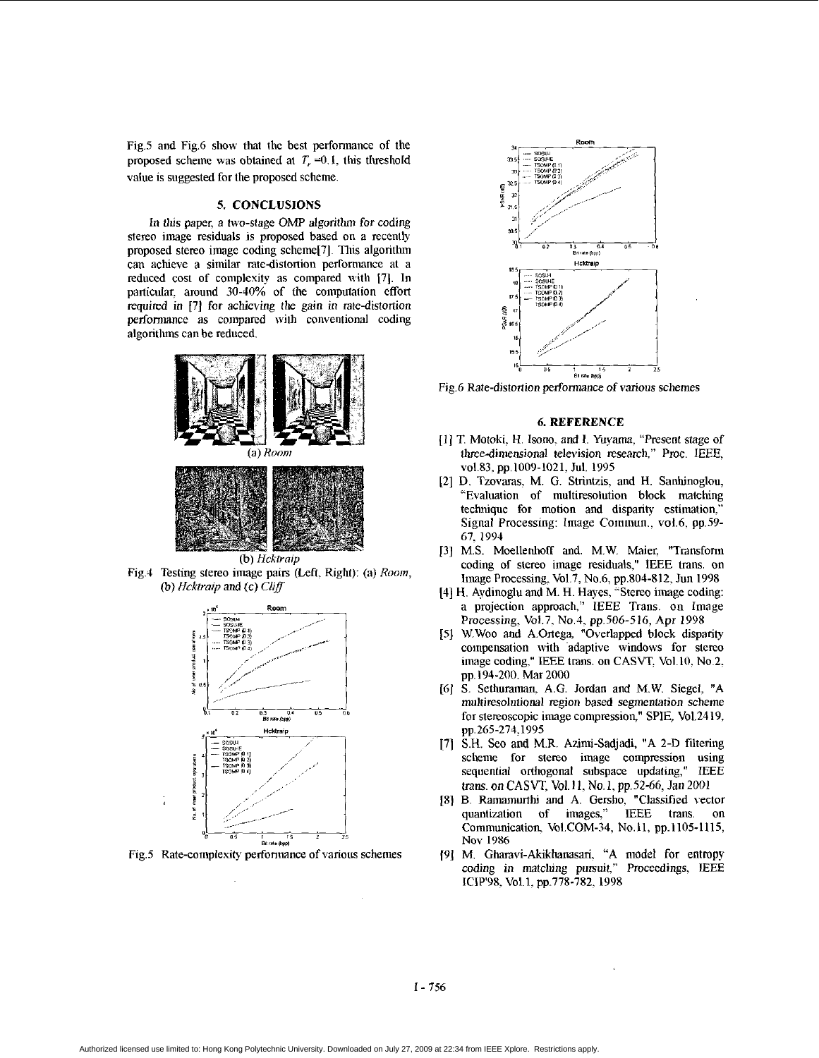Fig.5 and Fig.6 show that the best performance of the proposed scheme was obtained at $T_r$ =0.1, this threshold value is suggested for the proposed scheme.

## 5. CONCLUSIONS

In this paper, a two-stage OMP algorithm for coding stereo image residuals is proposed based on a recently proposed stereo image coding scheme[7]. This algorithm can achieve a similar rate-distortion performance at a reduced cost of complexity as compared with [7]. In particular, around 30-40% of the computation effort required in [7] for achieving the gain in rate-distortion performance as compared with conventional coding algorithms can be reduced.

(a) *Room*

(b) *Hcktraip*

Fig.4 Testing stereo image pairs (Left, Right): (a) *Room*, (b) *Hcktraip* and (c) *Cliff*

Fig.5 Rate-complexity performance of various schemes

Fig.6 Rate-distortion performance of various schemes

## 6. REFERENCE

[1] T. Motoki, H. Isono, and I. Yuyama, "Present stage of three-dimensional television research," Proc. IEEE, vol.83, pp.1009-1021, Jul. 1995

[2] D. Tzovaras, M. G. Strintzis, and H. Sanhinoglou, "Evaluation of multiresolution block matching technique for motion and disparity estimation," Signal Processing: Image Commun., vol.6, pp.59-67, 1994

[3] M.S. Moellenhoff and. M.W. Maier, "Transform coding of stereo image residuals," IEEE trans. on Image Processing, Vol.7, No.6, pp.804-812, Jun 1998

[4] H. Aydinoglu and M. H. Hayes, "Stereo image coding: a projection approach," IEEE Trans. on Image Processing, Vol.7, No.4, pp.506-516, Apr 1998

[5] W.Woo and A.Ortega, "Overlapped block disparity compensation with adaptive windows for stereo image coding," IEEE trans. on CASVT, Vol.10, No.2, pp.194-200, Mar 2000

[6] S. Sethuraman, A.G. Jordan and M.W. Siegel, "A multiresolutional region based segmentation scheme for stereoscopic image compression," SPIE, Vol.2419, pp.265-274,1995

[7] S.H. Seo and M.R. Azimi-Sadjadi, "A 2-D filtering scheme for stereo image compression using sequential orthogonal subspace updating," IEEE trans. on CASVT, Vol.11, No.1, pp.52-66, Jan 2001

[8] B. Ramamurthi and A. Gersho, "Classified vector quantization of images," IEEE trans. on Communication, Vol.COM-34, No.11, pp.1105-1115, Nov 1986

[9] M. Gharavi-Akikhanasari, "A model for entropy coding in matching pursuit," Proceedings, IEEE ICIP'98, Vol.1, pp.778-782, 1998